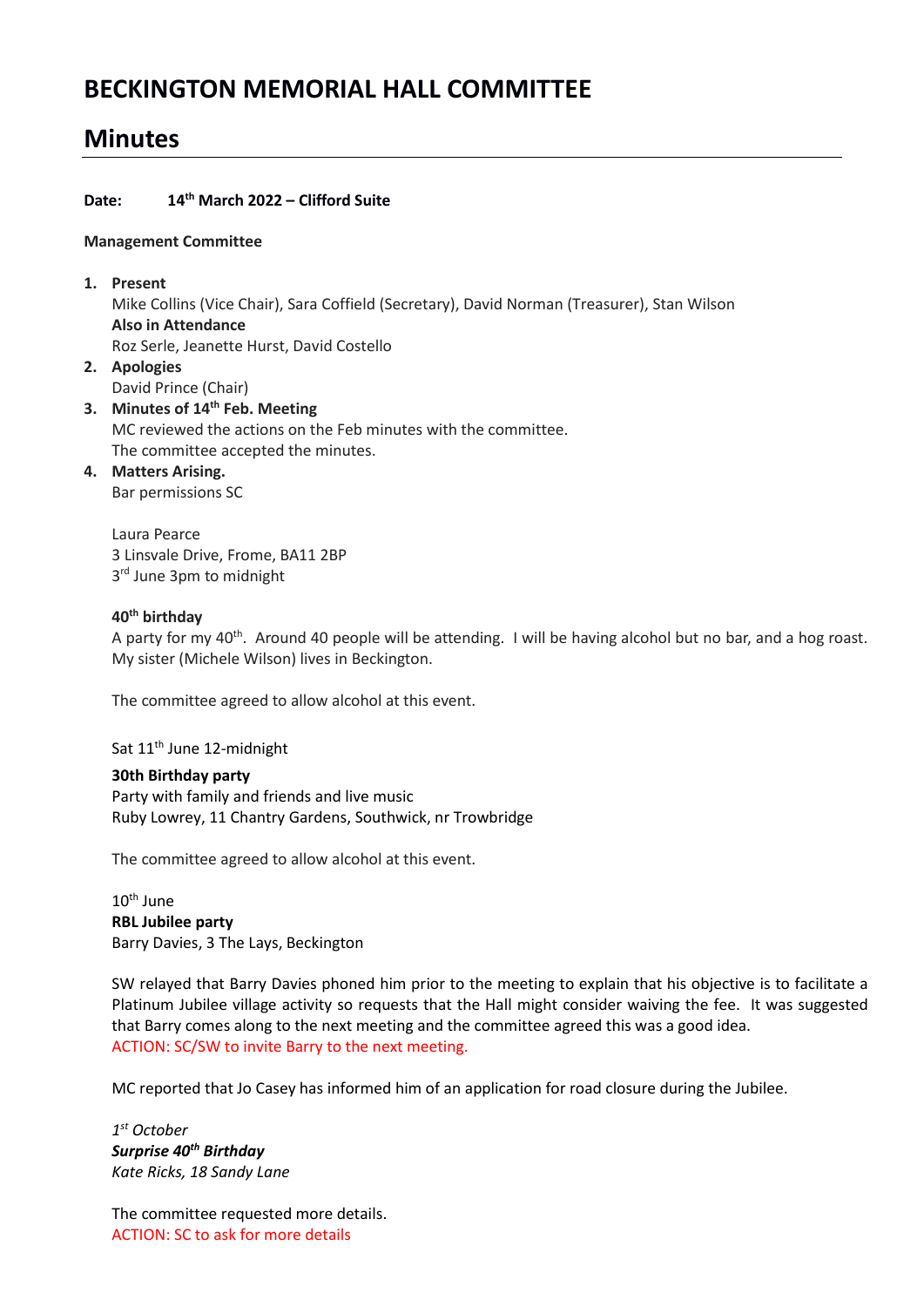# BECKINGTON MEMORIAL HALL COMMITTEE

## Minutes

**Date:** **14th March 2022 – Clifford Suite**

**Management Committee**

1. **Present**
   Mike Collins (Vice Chair), Sara Coffield (Secretary), David Norman (Treasurer), Stan Wilson
   **Also in Attendance**
   Roz Serle, Jeanette Hurst, David Costello
2. **Apologies**
   David Prince (Chair)
3. **Minutes of 14th Feb. Meeting**
   MC reviewed the actions on the Feb minutes with the committee.
   The committee accepted the minutes.
4. **Matters Arising.**
   Bar permissions SC

   Laura Pearce
   3 Linsvale Drive, Frome, BA11 2BP
   3rd June 3pm to midnight

   **40th birthday**
   A party for my 40th. Around 40 people will be attending. I will be having alcohol but no bar, and a hog roast. My sister (Michele Wilson) lives in Beckington.

   The committee agreed to allow alcohol at this event.

   Sat 11th June 12-midnight

   **30th Birthday party**
   Party with family and friends and live music
   Ruby Lowrey, 11 Chantry Gardens, Southwick, nr Trowbridge

   The committee agreed to allow alcohol at this event.

   10th June
   **RBL Jubilee party**
   Barry Davies, 3 The Lays, Beckington

   SW relayed that Barry Davies phoned him prior to the meeting to explain that his objective is to facilitate a Platinum Jubilee village activity so requests that the Hall might consider waiving the fee. It was suggested that Barry comes along to the next meeting and the committee agreed this was a good idea.
   ACTION: SC/SW to invite Barry to the next meeting.

   MC reported that Jo Casey has informed him of an application for road closure during the Jubilee.

   *1st October*
   ***Surprise 40th Birthday***
   *Kate Ricks, 18 Sandy Lane*

   The committee requested more details.
   ACTION: SC to ask for more details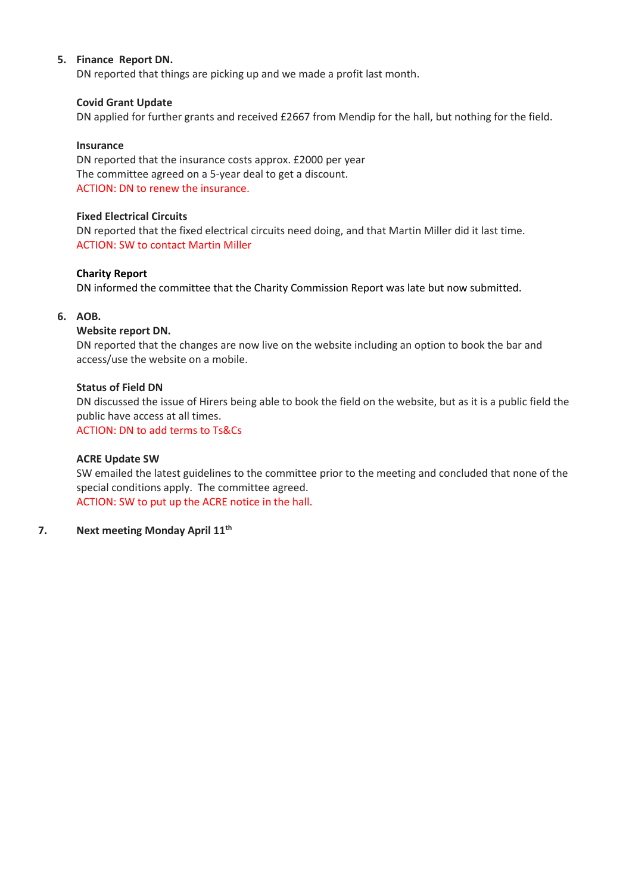5. **Finance Report DN.**
   DN reported that things are picking up and we made a profit last month.

   **Covid Grant Update**
   DN applied for further grants and received £2667 from Mendip for the hall, but nothing for the field.

   **Insurance**
   DN reported that the insurance costs approx. £2000 per year
   The committee agreed on a 5-year deal to get a discount.
   ACTION: DN to renew the insurance.

   **Fixed Electrical Circuits**
   DN reported that the fixed electrical circuits need doing, and that Martin Miller did it last time.
   ACTION: SW to contact Martin Miller

   **Charity Report**
   DN informed the committee that the Charity Commission Report was late but now submitted.

6. **AOB.**
   **Website report DN.**
   DN reported that the changes are now live on the website including an option to book the bar and access/use the website on a mobile.

   **Status of Field DN**
   DN discussed the issue of Hirers being able to book the field on the website, but as it is a public field the public have access at all times.
   ACTION: DN to add terms to Ts&Cs

   **ACRE Update SW**
   SW emailed the latest guidelines to the committee prior to the meeting and concluded that none of the special conditions apply. The committee agreed.
   ACTION: SW to put up the ACRE notice in the hall.

7. **Next meeting Monday April 11th**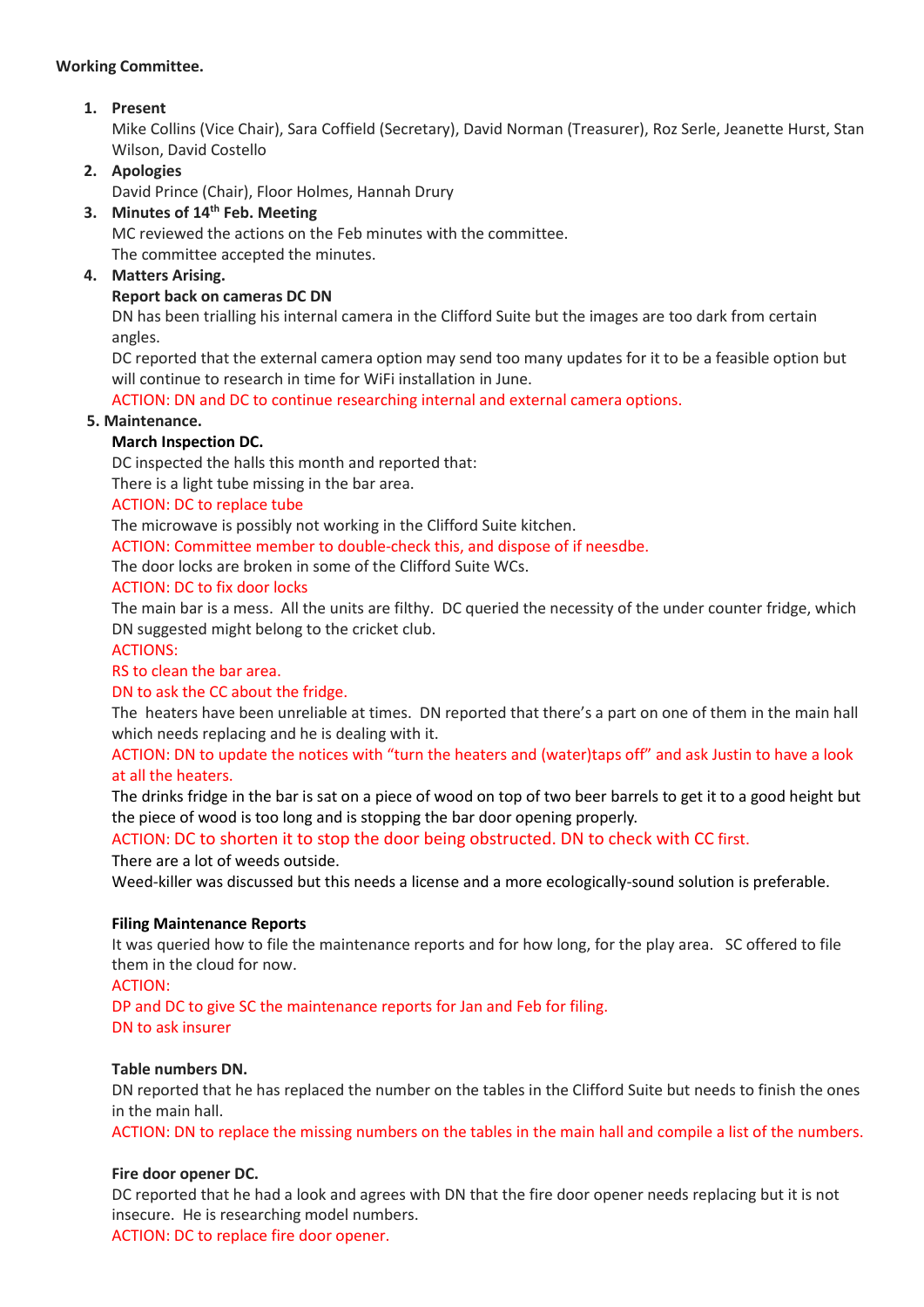**Working Committee.**

1. **Present**
   Mike Collins (Vice Chair), Sara Coffield (Secretary), David Norman (Treasurer), Roz Serle, Jeanette Hurst, Stan Wilson, David Costello
2. **Apologies**
   David Prince (Chair), Floor Holmes, Hannah Drury
3. **Minutes of 14th Feb. Meeting**
   MC reviewed the actions on the Feb minutes with the committee.
   The committee accepted the minutes.
4. **Matters Arising.**
   **Report back on cameras DC DN**
   DN has been trialling his internal camera in the Clifford Suite but the images are too dark from certain angles.
   DC reported that the external camera option may send too many updates for it to be a feasible option but will continue to research in time for WiFi installation in June.
   ACTION: DN and DC to continue researching internal and external camera options.
5. **Maintenance.**
   **March Inspection DC.**
   DC inspected the halls this month and reported that:
   There is a light tube missing in the bar area.
   ACTION: DC to replace tube
   The microwave is possibly not working in the Clifford Suite kitchen.
   ACTION: Committee member to double-check this, and dispose of if neesdbe.
   The door locks are broken in some of the Clifford Suite WCs.
   ACTION: DC to fix door locks
   The main bar is a mess. All the units are filthy. DC queried the necessity of the under counter fridge, which DN suggested might belong to the cricket club.
   ACTIONS:
   RS to clean the bar area.
   DN to ask the CC about the fridge.
   The heaters have been unreliable at times. DN reported that there's a part on one of them in the main hall which needs replacing and he is dealing with it.
   ACTION: DN to update the notices with "turn the heaters and (water)taps off" and ask Justin to have a look at all the heaters.
   The drinks fridge in the bar is sat on a piece of wood on top of two beer barrels to get it to a good height but the piece of wood is too long and is stopping the bar door opening properly.
   ACTION: DC to shorten it to stop the door being obstructed. DN to check with CC first.
   There are a lot of weeds outside.
   Weed-killer was discussed but this needs a license and a more ecologically-sound solution is preferable.

   **Filing Maintenance Reports**
   It was queried how to file the maintenance reports and for how long, for the play area. SC offered to file them in the cloud for now.
   ACTION:
   DP and DC to give SC the maintenance reports for Jan and Feb for filing.
   DN to ask insurer

   **Table numbers DN.**
   DN reported that he has replaced the number on the tables in the Clifford Suite but needs to finish the ones in the main hall.
   ACTION: DN to replace the missing numbers on the tables in the main hall and compile a list of the numbers.

   **Fire door opener DC.**
   DC reported that he had a look and agrees with DN that the fire door opener needs replacing but it is not insecure. He is researching model numbers.
   ACTION: DC to replace fire door opener.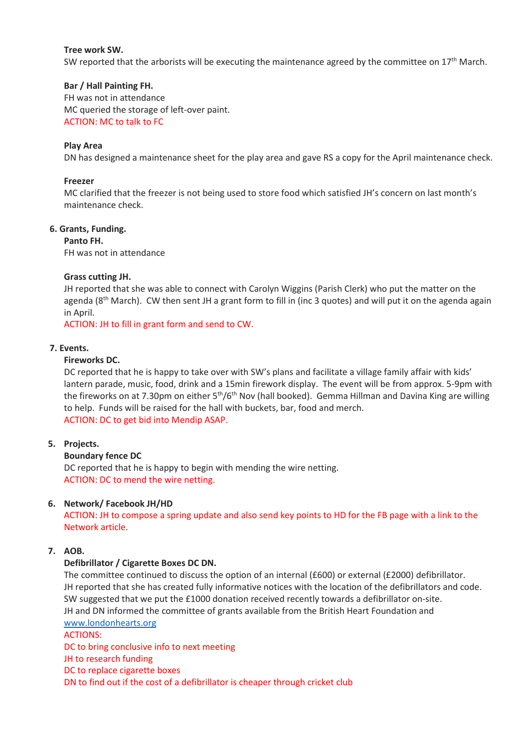**Tree work SW.**

SW reported that the arborists will be executing the maintenance agreed by the committee on 17th March.

**Bar / Hall Painting FH.**

FH was not in attendance

MC queried the storage of left-over paint.

ACTION: MC to talk to FC

**Play Area**

DN has designed a maintenance sheet for the play area and gave RS a copy for the April maintenance check.

**Freezer**

MC clarified that the freezer is not being used to store food which satisfied JH's concern on last month's maintenance check.

6. **Grants, Funding.**

**Panto FH.**

FH was not in attendance

**Grass cutting JH.**

JH reported that she was able to connect with Carolyn Wiggins (Parish Clerk) who put the matter on the agenda (8th March). CW then sent JH a grant form to fill in (inc 3 quotes) and will put it on the agenda again in April.

ACTION: JH to fill in grant form and send to CW.

7. **Events.**

**Fireworks DC.**

DC reported that he is happy to take over with SW's plans and facilitate a village family affair with kids' lantern parade, music, food, drink and a 15min firework display. The event will be from approx. 5-9pm with the fireworks on at 7.30pm on either 5th/6th Nov (hall booked). Gemma Hillman and Davina King are willing to help. Funds will be raised for the hall with buckets, bar, food and merch.

ACTION: DC to get bid into Mendip ASAP.

5. **Projects.**

**Boundary fence DC**

DC reported that he is happy to begin with mending the wire netting.

ACTION: DC to mend the wire netting.

6. **Network/ Facebook JH/HD**

ACTION: JH to compose a spring update and also send key points to HD for the FB page with a link to the Network article.

7. **AOB.**

**Defibrillator / Cigarette Boxes DC DN.**

The committee continued to discuss the option of an internal (£600) or external (£2000) defibrillator.

JH reported that she has created fully informative notices with the location of the defibrillators and code.

SW suggested that we put the £1000 donation received recently towards a defibrillator on-site.

JH and DN informed the committee of grants available from the British Heart Foundation and www.londonhearts.org

ACTIONS:

DC to bring conclusive info to next meeting

JH to research funding

DC to replace cigarette boxes

DN to find out if the cost of a defibrillator is cheaper through cricket club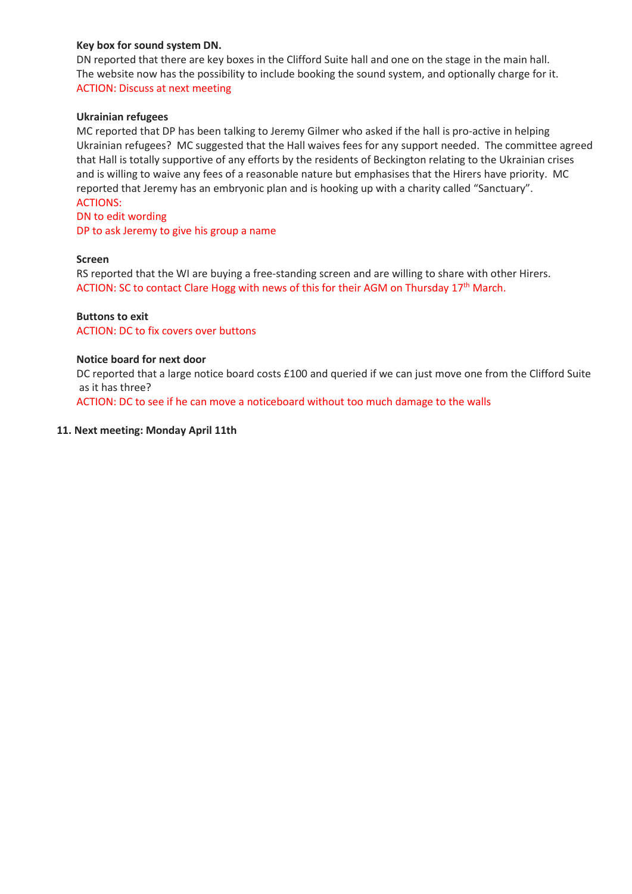**Key box for sound system DN.**

DN reported that there are key boxes in the Clifford Suite hall and one on the stage in the main hall. The website now has the possibility to include booking the sound system, and optionally charge for it.

ACTION: Discuss at next meeting

**Ukrainian refugees**

MC reported that DP has been talking to Jeremy Gilmer who asked if the hall is pro-active in helping Ukrainian refugees? MC suggested that the Hall waives fees for any support needed. The committee agreed that Hall is totally supportive of any efforts by the residents of Beckington relating to the Ukrainian crises and is willing to waive any fees of a reasonable nature but emphasises that the Hirers have priority. MC reported that Jeremy has an embryonic plan and is hooking up with a charity called "Sanctuary".

ACTIONS:

DN to edit wording

DP to ask Jeremy to give his group a name

**Screen**

RS reported that the WI are buying a free-standing screen and are willing to share with other Hirers.

ACTION: SC to contact Clare Hogg with news of this for their AGM on Thursday 17th March.

**Buttons to exit**

ACTION: DC to fix covers over buttons

**Notice board for next door**

DC reported that a large notice board costs £100 and queried if we can just move one from the Clifford Suite as it has three?

ACTION: DC to see if he can move a noticeboard without too much damage to the walls

**11. Next meeting: Monday April 11th**